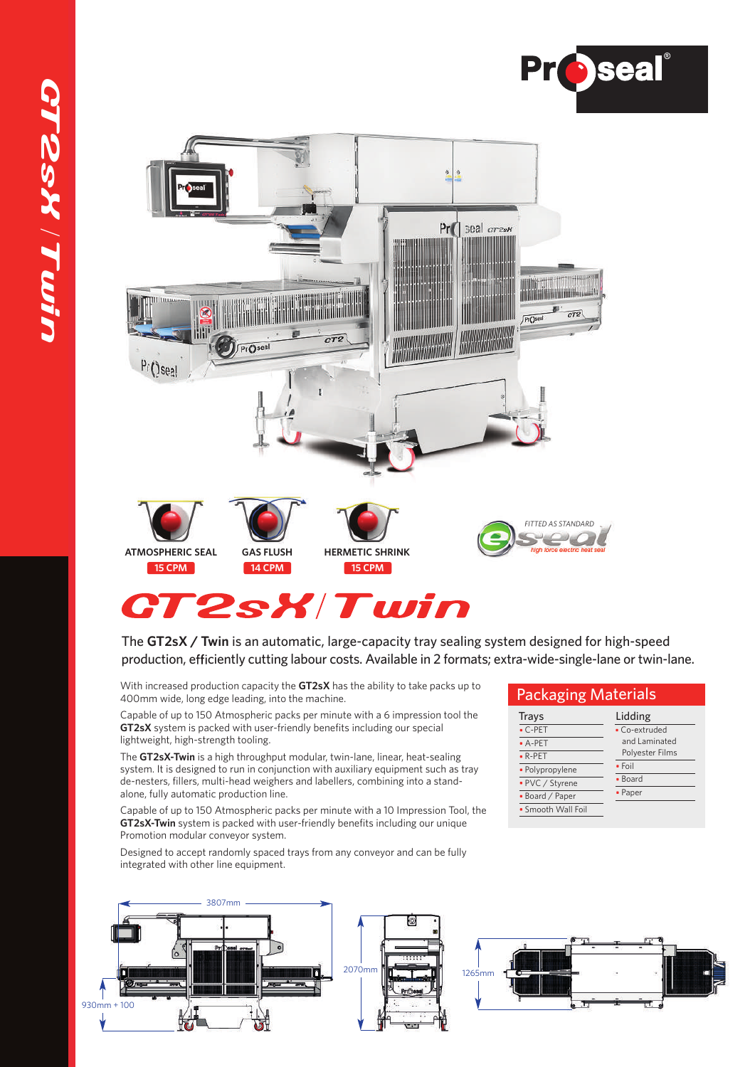ATMOSPHERIC SEAL
15 CPM

GAS FLUSH
14 CPM

HERMETIC SHRINK
15 CPM

FITTED AS STANDARD
e-seal
high force electric heat seal

# GT2sX / Twin

The **GT2sX / Twin** is an automatic, large-capacity tray sealing system designed for high-speed production, efficiently cutting labour costs. Available in 2 formats; extra-wide-single-lane or twin-lane.

With increased production capacity the **GT2sX** has the ability to take packs up to 400mm wide, long edge leading, into the machine.

Capable of up to 150 Atmospheric packs per minute with a 6 impression tool the **GT2sX** system is packed with user-friendly benefits including our special lightweight, high-strength tooling.

The **GT2sX-Twin** is a high throughput modular, twin-lane, linear, heat-sealing system. It is designed to run in conjunction with auxiliary equipment such as tray de-nesters, fillers, multi-head weighers and labellers, combining into a stand-alone, fully automatic production line.

Capable of up to 150 Atmospheric packs per minute with a 10 Impression Tool, the **GT2sX-Twin** system is packed with user-friendly benefits including our unique Promotion modular conveyor system.

Designed to accept randomly spaced trays from any conveyor and can be fully integrated with other line equipment.

## Packaging Materials

| Trays | Lidding |
|---|---|
| C-PET | Co-extruded and Laminated Polyester Films |
| A-PET | Foil |
| R-PET | Board |
| Polypropylene | Paper |
| PVC / Styrene | |
| Board / Paper | |
| Smooth Wall Foil | |

3807mm

930mm + 100

2070mm

1265mm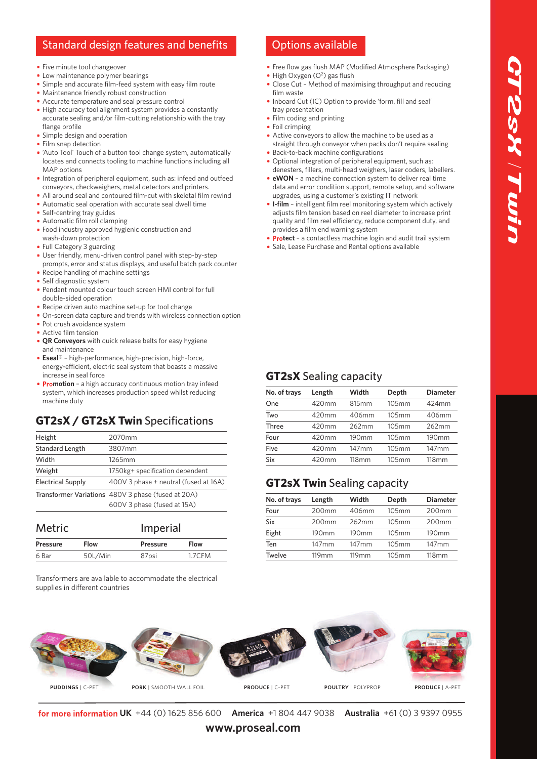## Standard design features and benefits

- Five minute tool changeover
- Low maintenance polymer bearings
- Simple and accurate film-feed system with easy film route
- Maintenance friendly robust construction
- Accurate temperature and seal pressure control
- High accuracy tool alignment system provides a constantly accurate sealing and/or film-cutting relationship with the tray flange profile
- Simple design and operation
- Film snap detection
- 'Auto Tool' Touch of a button tool change system, automatically locates and connects tooling to machine functions including all MAP options
- Integration of peripheral equipment, such as: infeed and outfeed conveyors, checkweighers, metal detectors and printers.
- All around seal and contoured film-cut with skeletal film rewind
- Automatic seal operation with accurate seal dwell time
- Self-centring tray guides
- Automatic film roll clamping
- Food industry approved hygienic construction and wash-down protection
- Full Category 3 guarding
- User friendly, menu-driven control panel with step-by-step prompts, error and status displays, and useful batch pack counter
- Recipe handling of machine settings
- Self diagnostic system
- Pendant mounted colour touch screen HMI control for full double-sided operation
- Recipe driven auto machine set-up for tool change
- On-screen data capture and trends with wireless connection option
- Pot crush avoidance system
- Active film tension
- **QR Conveyors** with quick release belts for easy hygiene and maintenance
- **Eseal®** – high-performance, high-precision, high-force, energy-efficient, electric seal system that boasts a massive increase in seal force
- **Promotion** – a high accuracy continuous motion tray infeed system, which increases production speed whilst reducing machine duty

## Options available

- Free flow gas flush MAP (Modified Atmosphere Packaging)
- High Oxygen ($O^2$) gas flush
- Close Cut – Method of maximising throughput and reducing film waste
- Inboard Cut (IC) Option to provide 'form, fill and seal' tray presentation
- Film coding and printing
- Foil crimping
- Active conveyors to allow the machine to be used as a straight through conveyor when packs don't require sealing
- Back-to-back machine configurations
- Optional integration of peripheral equipment, such as: denesters, fillers, multi-head weighers, laser coders, labellers.
- **eWON** – a machine connection system to deliver real time data and error condition support, remote setup, and software upgrades, using a customer's existing IT network
- **I-film** – intelligent film reel monitoring system which actively adjusts film tension based on reel diameter to increase print quality and film reel efficiency, reduce component duty, and provides a film end warning system
- **Protect** – a contactless machine login and audit trail system
- Sale, Lease Purchase and Rental options available

## GT2sX / GT2sX Twin Specifications

| | |
|---|---|
| Height | 2070mm |
| Standard Length | 3807mm |
| Width | 1265mm |
| Weight | 1750kg+ specification dependent |
| Electrical Supply | 400V 3 phase + neutral (fused at 16A) |
| Transformer Variations | 480V 3 phase (fused at 20A)<br>600V 3 phase (fused at 15A) |

| Metric | | Imperial | |
|---|---|---|---|
| **Pressure** | **Flow** | **Pressure** | **Flow** |
| 6 Bar | 50L/Min | 87psi | 1.7CFM |

Transformers are available to accommodate the electrical supplies in different countries

## GT2sX Sealing capacity

| No. of trays | Length | Width | Depth | Diameter |
|---|---|---|---|---|
| One | 420mm | 815mm | 105mm | 424mm |
| Two | 420mm | 406mm | 105mm | 406mm |
| Three | 420mm | 262mm | 105mm | 262mm |
| Four | 420mm | 190mm | 105mm | 190mm |
| Five | 420mm | 147mm | 105mm | 147mm |
| Six | 420mm | 118mm | 105mm | 118mm |

## GT2sX Twin Sealing capacity

| No. of trays | Length | Width | Depth | Diameter |
|---|---|---|---|---|
| Four | 200mm | 406mm | 105mm | 200mm |
| Six | 200mm | 262mm | 105mm | 200mm |
| Eight | 190mm | 190mm | 105mm | 190mm |
| Ten | 147mm | 147mm | 105mm | 147mm |
| Twelve | 119mm | 119mm | 105mm | 118mm |

**PUDDINGS** | C-PET    **PORK** | SMOOTH WALL FOIL    **PRODUCE** | C-PET    **POULTRY** | POLYPROP    **PRODUCE** | A-PET

for more information **UK** +44 (0) 1625 856 600 **America** +1 804 447 9038 **Australia** +61 (0) 3 9397 0955

**www.proseal.com**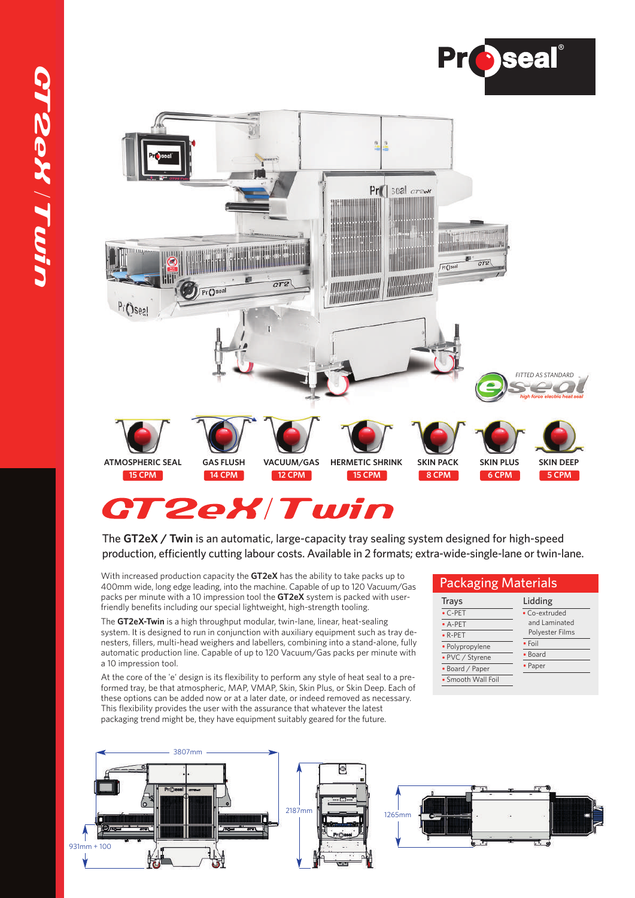Proseal®

FITTED AS STANDARD
eseal
high force electric heat seal

| ATMOSPHERIC SEAL | GAS FLUSH | VACUUM/GAS | HERMETIC SHRINK | SKIN PACK | SKIN PLUS | SKIN DEEP |
| --- | --- | --- | --- | --- | --- | --- |
| 15 CPM | 14 CPM | 12 CPM | 15 CPM | 8 CPM | 6 CPM | 5 CPM |

# GT2eX / Twin

The **GT2eX / Twin** is an automatic, large-capacity tray sealing system designed for high-speed production, efficiently cutting labour costs. Available in 2 formats; extra-wide-single-lane or twin-lane.

With increased production capacity the **GT2eX** has the ability to take packs up to 400mm wide, long edge leading, into the machine. Capable of up to 120 Vacuum/Gas packs per minute with a 10 impression tool the **GT2eX** system is packed with user-friendly benefits including our special lightweight, high-strength tooling.

The **GT2eX-Twin** is a high throughput modular, twin-lane, linear, heat-sealing system. It is designed to run in conjunction with auxiliary equipment such as tray de-nesters, fillers, multi-head weighers and labellers, combining into a stand-alone, fully automatic production line. Capable of up to 120 Vacuum/Gas packs per minute with a 10 impression tool.

At the core of the 'e' design is its flexibility to perform any style of heat seal to a pre-formed tray, be that atmospheric, MAP, VMAP, Skin, Skin Plus, or Skin Deep. Each of these options can be added now or at a later date, or indeed removed as necessary. This flexibility provides the user with the assurance that whatever the latest packaging trend might be, they have equipment suitably geared for the future.

## Packaging Materials

| Trays | Lidding |
| --- | --- |
| C-PET | Co-extruded and Laminated Polyester Films |
| A-PET | Foil |
| R-PET | Board |
| Polypropylene | Paper |
| PVC / Styrene | |
| Board / Paper | |
| Smooth Wall Foil | |

3807mm

931mm + 100

2187mm

1265mm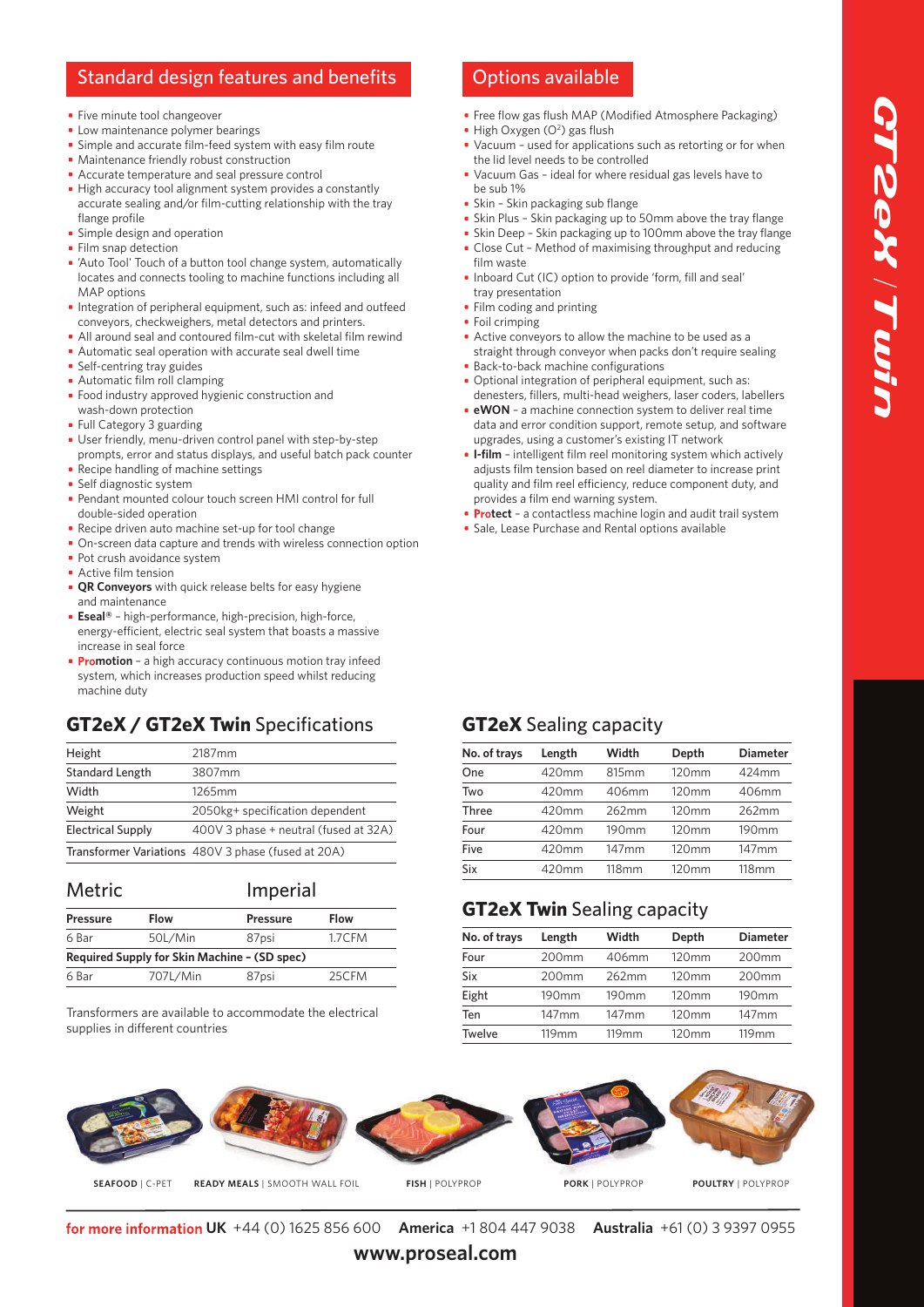## Standard design features and benefits

- Five minute tool changeover
- Low maintenance polymer bearings
- Simple and accurate film-feed system with easy film route
- Maintenance friendly robust construction
- Accurate temperature and seal pressure control
- High accuracy tool alignment system provides a constantly accurate sealing and/or film-cutting relationship with the tray flange profile
- Simple design and operation
- Film snap detection
- 'Auto Tool' Touch of a button tool change system, automatically locates and connects tooling to machine functions including all MAP options
- Integration of peripheral equipment, such as: infeed and outfeed conveyors, checkweighers, metal detectors and printers.
- All around seal and contoured film-cut with skeletal film rewind
- Automatic seal operation with accurate seal dwell time
- Self-centring tray guides
- Automatic film roll clamping
- Food industry approved hygienic construction and wash-down protection
- Full Category 3 guarding
- User friendly, menu-driven control panel with step-by-step prompts, error and status displays, and useful batch pack counter
- Recipe handling of machine settings
- Self diagnostic system
- Pendant mounted colour touch screen HMI control for full double-sided operation
- Recipe driven auto machine set-up for tool change
- On-screen data capture and trends with wireless connection option
- Pot crush avoidance system
- Active film tension
- **QR Conveyors** with quick release belts for easy hygiene and maintenance
- **Eseal®** – high-performance, high-precision, high-force, energy-efficient, electric seal system that boasts a massive increase in seal force
- **Promotion** – a high accuracy continuous motion tray infeed system, which increases production speed whilst reducing machine duty

## Options available

- Free flow gas flush MAP (Modified Atmosphere Packaging)
- High Oxygen ($O^2$) gas flush
- Vacuum – used for applications such as retorting or for when the lid level needs to be controlled
- Vacuum Gas – ideal for where residual gas levels have to be sub 1%
- Skin – Skin packaging sub flange
- Skin Plus – Skin packaging up to 50mm above the tray flange
- Skin Deep – Skin packaging up to 100mm above the tray flange
- Close Cut – Method of maximising throughput and reducing film waste
- Inboard Cut (IC) option to provide 'form, fill and seal' tray presentation
- Film coding and printing
- Foil crimping
- Active conveyors to allow the machine to be used as a straight through conveyor when packs don't require sealing
- Back-to-back machine configurations
- Optional integration of peripheral equipment, such as: denesters, fillers, multi-head weighers, laser coders, labellers
- **eWON** – a machine connection system to deliver real time data and error condition support, remote setup, and software upgrades, using a customer's existing IT network
- **I-film** – intelligent film reel monitoring system which actively adjusts film tension based on reel diameter to increase print quality and film reel efficiency, reduce component duty, and provides a film end warning system.
- **Protect** – a contactless machine login and audit trail system
- Sale, Lease Purchase and Rental options available

## GT2eX / GT2eX Twin Specifications

| | |
|---|---|
| Height | 2187mm |
| Standard Length | 3807mm |
| Width | 1265mm |
| Weight | 2050kg+ specification dependent |
| Electrical Supply | 400V 3 phase + neutral (fused at 32A) |
| Transformer Variations | 480V 3 phase (fused at 20A) |

| Metric | | Imperial | |
|---|---|---|---|
| **Pressure** | **Flow** | **Pressure** | **Flow** |
| 6 Bar | 50L/Min | 87psi | 1.7CFM |
| **Required Supply for Skin Machine – (SD spec)** | | | |
| 6 Bar | 707L/Min | 87psi | 25CFM |

Transformers are available to accommodate the electrical supplies in different countries

## GT2eX Sealing capacity

| No. of trays | Length | Width | Depth | Diameter |
|---|---|---|---|---|
| One | 420mm | 815mm | 120mm | 424mm |
| Two | 420mm | 406mm | 120mm | 406mm |
| Three | 420mm | 262mm | 120mm | 262mm |
| Four | 420mm | 190mm | 120mm | 190mm |
| Five | 420mm | 147mm | 120mm | 147mm |
| Six | 420mm | 118mm | 120mm | 118mm |

## GT2eX Twin Sealing capacity

| No. of trays | Length | Width | Depth | Diameter |
|---|---|---|---|---|
| Four | 200mm | 406mm | 120mm | 200mm |
| Six | 200mm | 262mm | 120mm | 200mm |
| Eight | 190mm | 190mm | 120mm | 190mm |
| Ten | 147mm | 147mm | 120mm | 147mm |
| Twelve | 119mm | 119mm | 120mm | 119mm |

**SEAFOOD** | C-PET **READY MEALS** | SMOOTH WALL FOIL **FISH** | POLYPROP **PORK** | POLYPROP **POULTRY** | POLYPROP

**for more information UK** +44 (0) 1625 856 600 **America** +1 804 447 9038 **Australia** +61 (0) 3 9397 0955

**www.proseal.com**

GT2eX / Twin